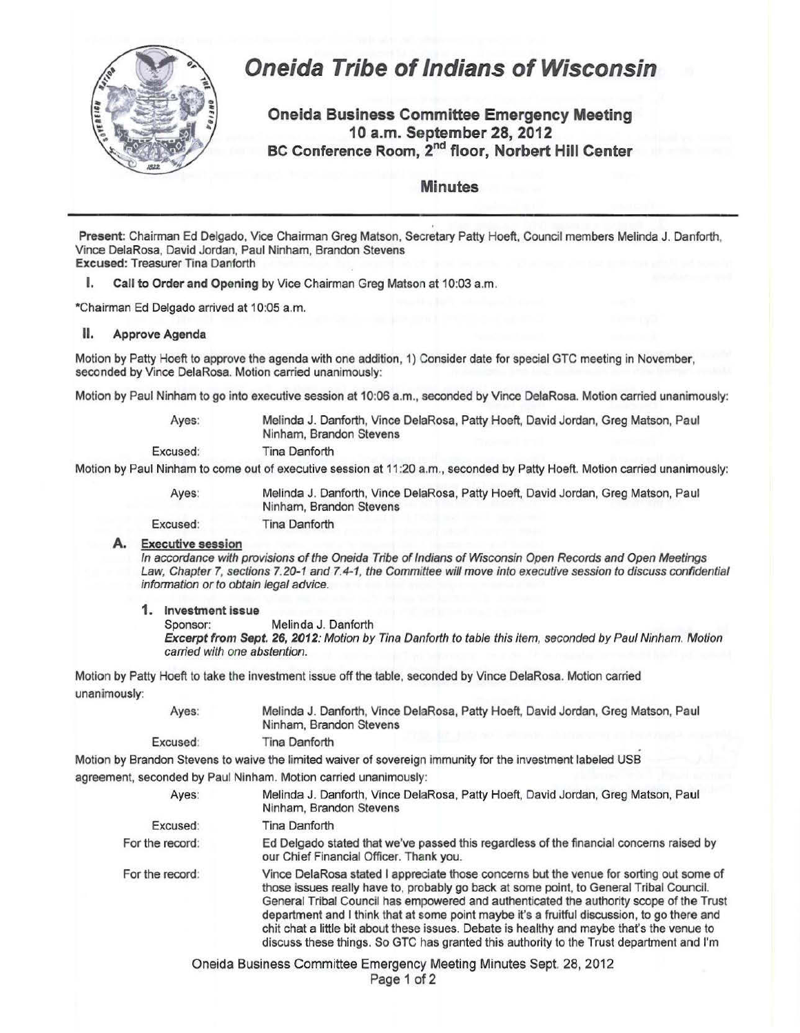# Oneida Tribe of Indians of Wisconsin

## Oneida Business Committee Emergency Meeting
## 10 a.m. September 28, 2012
## BC Conference Room, 2nd floor, Norbert Hill Center

### Minutes

**Present:** Chairman Ed Delgado, Vice Chairman Greg Matson, Secretary Patty Hoeft, Council members Melinda J. Danforth, Vince DelaRosa, David Jordan, Paul Ninham, Brandon Stevens
**Excused:** Treasurer Tina Danforth

**I. Call to Order and Opening** by Vice Chairman Greg Matson at 10:03 a.m.

*Chairman Ed Delgado arrived at 10:05 a.m.

**II. Approve Agenda**

Motion by Patty Hoeft to approve the agenda with one addition, 1) Consider date for special GTC meeting in November, seconded by Vince DelaRosa. Motion carried unanimously:

Motion by Paul Ninham to go into executive session at 10:06 a.m., seconded by Vince DelaRosa. Motion carried unanimously:

| | |
|---|---|
| Ayes: | Melinda J. Danforth, Vince DelaRosa, Patty Hoeft, David Jordan, Greg Matson, Paul Ninham, Brandon Stevens |
| Excused: | Tina Danforth |

Motion by Paul Ninham to come out of executive session at 11:20 a.m., seconded by Patty Hoeft. Motion carried unanimously:

| | |
|---|---|
| Ayes: | Melinda J. Danforth, Vince DelaRosa, Patty Hoeft, David Jordan, Greg Matson, Paul Ninham, Brandon Stevens |
| Excused: | Tina Danforth |

**A. Executive session**

*In accordance with provisions of the Oneida Tribe of Indians of Wisconsin Open Records and Open Meetings Law, Chapter 7, sections 7.20-1 and 7.4-1, the Committee will move into executive session to discuss confidential information or to obtain legal advice.*

**1. Investment issue**

Sponsor: Melinda J. Danforth

***Excerpt from Sept. 26, 2012:*** *Motion by Tina Danforth to table this item, seconded by Paul Ninham. Motion carried with one abstention.*

Motion by Patty Hoeft to take the investment issue off the table, seconded by Vince DelaRosa. Motion carried unanimously:

| | |
|---|---|
| Ayes: | Melinda J. Danforth, Vince DelaRosa, Patty Hoeft, David Jordan, Greg Matson, Paul Ninham, Brandon Stevens |
| Excused: | Tina Danforth |

Motion by Brandon Stevens to waive the limited waiver of sovereign immunity for the investment labeled USB agreement, seconded by Paul Ninham. Motion carried unanimously:

| | |
|---|---|
| Ayes: | Melinda J. Danforth, Vince DelaRosa, Patty Hoeft, David Jordan, Greg Matson, Paul Ninham, Brandon Stevens |
| Excused: | Tina Danforth |
| For the record: | Ed Delgado stated that we've passed this regardless of the financial concerns raised by our Chief Financial Officer. Thank you. |
| For the record: | Vince DelaRosa stated I appreciate those concerns but the venue for sorting out some of those issues really have to, probably go back at some point, to General Tribal Council. General Tribal Council has empowered and authenticated the authority scope of the Trust department and I think that at some point maybe it's a fruitful discussion, to go there and chit chat a little bit about these issues. Debate is healthy and maybe that's the venue to discuss these things. So GTC has granted this authority to the Trust department and I'm |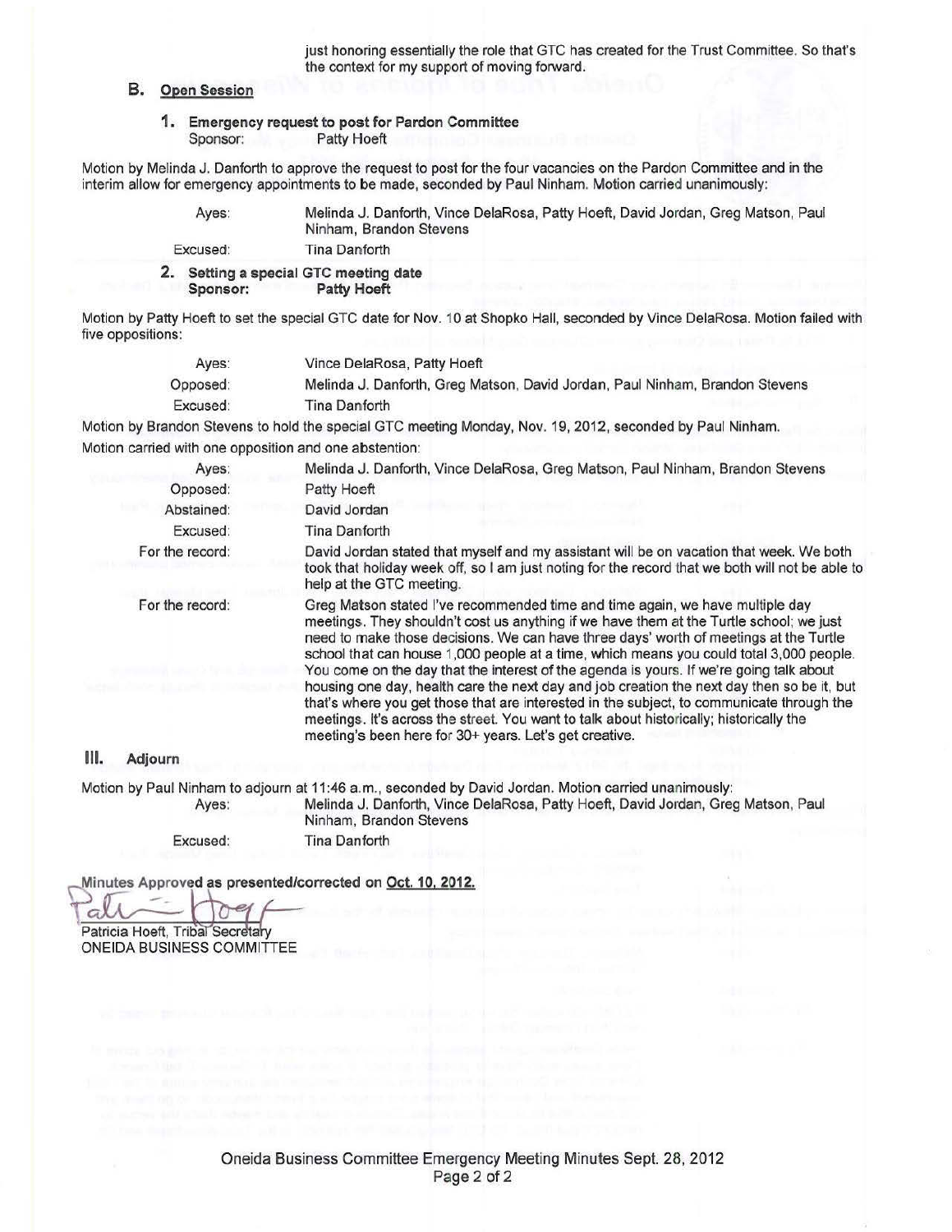just honoring essentially the role that GTC has created for the Trust Committee. So that's the context for my support of moving forward.

## B. Open Session

### 1. Emergency request to post for Pardon Committee

Sponsor: Patty Hoeft

Motion by Melinda J. Danforth to approve the request to post for the four vacancies on the Pardon Committee and in the interim allow for emergency appointments to be made, seconded by Paul Ninham. Motion carried unanimously:

| | |
|---|---|
| Ayes: | Melinda J. Danforth, Vince DelaRosa, Patty Hoeft, David Jordan, Greg Matson, Paul Ninham, Brandon Stevens |
| Excused: | Tina Danforth |

### 2. Setting a special GTC meeting date

**Sponsor: Patty Hoeft**

Motion by Patty Hoeft to set the special GTC date for Nov. 10 at Shopko Hall, seconded by Vince DelaRosa. Motion failed with five oppositions:

| | |
|---|---|
| Ayes: | Vince DelaRosa, Patty Hoeft |
| Opposed: | Melinda J. Danforth, Greg Matson, David Jordan, Paul Ninham, Brandon Stevens |
| Excused: | Tina Danforth |

Motion by Brandon Stevens to hold the special GTC meeting Monday, Nov. 19, 2012, seconded by Paul Ninham. Motion carried with one opposition and one abstention:

| | |
|---|---|
| Ayes: | Melinda J. Danforth, Vince DelaRosa, Greg Matson, Paul Ninham, Brandon Stevens |
| Opposed: | Patty Hoeft |
| Abstained: | David Jordan |
| Excused: | Tina Danforth |
| For the record: | David Jordan stated that myself and my assistant will be on vacation that week. We both took that holiday week off, so I am just noting for the record that we both will not be able to help at the GTC meeting. |
| For the record: | Greg Matson stated I've recommended time and time again, we have multiple day meetings. They shouldn't cost us anything if we have them at the Turtle school; we just need to make those decisions. We can have three days' worth of meetings at the Turtle school that can house 1,000 people at a time, which means you could total 3,000 people. You come on the day that the interest of the agenda is yours. If we're going talk about housing one day, health care the next day and job creation the next day then so be it, but that's where you get those that are interested in the subject, to communicate through the meetings. It's across the street. You want to talk about historically; historically the meeting's been here for 30+ years. Let's get creative. |

## III. Adjourn

Motion by Paul Ninham to adjourn at 11:46 a.m., seconded by David Jordan. Motion carried unanimously:

| | |
|---|---|
| Ayes: | Melinda J. Danforth, Vince DelaRosa, Patty Hoeft, David Jordan, Greg Matson, Paul Ninham, Brandon Stevens |
| Excused: | Tina Danforth |

Minutes Approved as presented/corrected on Oct. 10, 2012.

Patricia Hoeft, Tribal Secretary
ONEIDA BUSINESS COMMITTEE

Oneida Business Committee Emergency Meeting Minutes Sept. 28, 2012